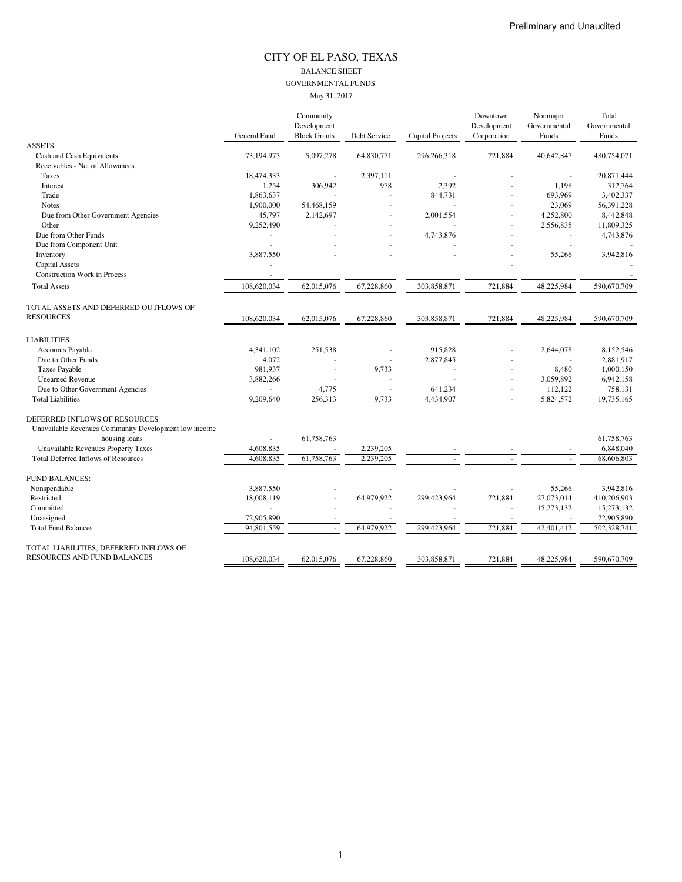Preliminary and Unaudited

# CITY OF EL PASO, TEXAS

## BALANCE SHEET

## GOVERNMENTAL FUNDS

May 31, 2017

| | General Fund | Community Development Block Grants | Debt Service | Capital Projects | Downtown Development Corporation | Nonmajor Governmental Funds | Total Governmental Funds |
|---|---|---|---|---|---|---|---|
| ASSETS | | | | | | | |
| Cash and Cash Equivalents | 73,194,973 | 5,097,278 | 64,830,771 | 296,266,318 | 721,884 | 40,642,847 | 480,754,071 |
| Receivables - Net of Allowances | | | | | | | |
| Taxes | 18,474,333 | - | 2,397,111 | - | - | - | 20,871,444 |
| Interest | 1,254 | 306,942 | 978 | 2,392 | - | 1,198 | 312,764 |
| Trade | 1,863,637 | - | - | 844,731 | - | 693,969 | 3,402,337 |
| Notes | 1,900,000 | 54,468,159 | - | - | - | 23,069 | 56,391,228 |
| Due from Other Government Agencies | 45,797 | 2,142,697 | - | 2,001,554 | - | 4,252,800 | 8,442,848 |
| Other | 9,252,490 | - | - | - | - | 2,556,835 | 11,809,325 |
| Due from Other Funds | - | - | - | 4,743,876 | - | - | 4,743,876 |
| Due from Component Unit | - | - | - | - | - | - | - |
| Inventory | 3,887,550 | - | - | - | - | 55,266 | 3,942,816 |
| Capital Assets | - | | | | - | | - |
| Construction Work in Process | - | | | | | | - |
| Total Assets | 108,620,034 | 62,015,076 | 67,228,860 | 303,858,871 | 721,884 | 48,225,984 | 590,670,709 |
| TOTAL ASSETS AND DEFERRED OUTFLOWS OF RESOURCES | 108,620,034 | 62,015,076 | 67,228,860 | 303,858,871 | 721,884 | 48,225,984 | 590,670,709 |
| LIABILITIES | | | | | | | |
| Accounts Payable | 4,341,102 | 251,538 | - | 915,828 | - | 2,644,078 | 8,152,546 |
| Due to Other Funds | 4,072 | - | - | 2,877,845 | - | - | 2,881,917 |
| Taxes Payable | 981,937 | - | 9,733 | - | - | 8,480 | 1,000,150 |
| Unearned Revenue | 3,882,266 | - | - | - | - | 3,059,892 | 6,942,158 |
| Due to Other Government Agencies | - | 4,775 | - | 641,234 | - | 112,122 | 758,131 |
| Total Liabilities | 9,209,640 | 256,313 | 9,733 | 4,434,907 | - | 5,824,572 | 19,735,165 |
| DEFERRED INFLOWS OF RESOURCES | | | | | | | |
| Unavailable Revenues Community Development low income housing loans | - | 61,758,763 | | | | | 61,758,763 |
| Unavailable Revenues Property Taxes | 4,608,835 | - | 2,239,205 | - | - | - | 6,848,040 |
| Total Deferred Inflows of Resources | 4,608,835 | 61,758,763 | 2,239,205 | - | - | - | 68,606,803 |
| FUND BALANCES: | | | | | | | |
| Nonspendable | 3,887,550 | - | - | - | - | 55,266 | 3,942,816 |
| Restricted | 18,008,119 | - | 64,979,922 | 299,423,964 | 721,884 | 27,073,014 | 410,206,903 |
| Committed | - | - | - | - | - | 15,273,132 | 15,273,132 |
| Unassigned | 72,905,890 | - | - | - | - | - | 72,905,890 |
| Total Fund Balances | 94,801,559 | - | 64,979,922 | 299,423,964 | 721,884 | 42,401,412 | 502,328,741 |
| TOTAL LIABILITIES, DEFERRED INFLOWS OF RESOURCES AND FUND BALANCES | 108,620,034 | 62,015,076 | 67,228,860 | 303,858,871 | 721,884 | 48,225,984 | 590,670,709 |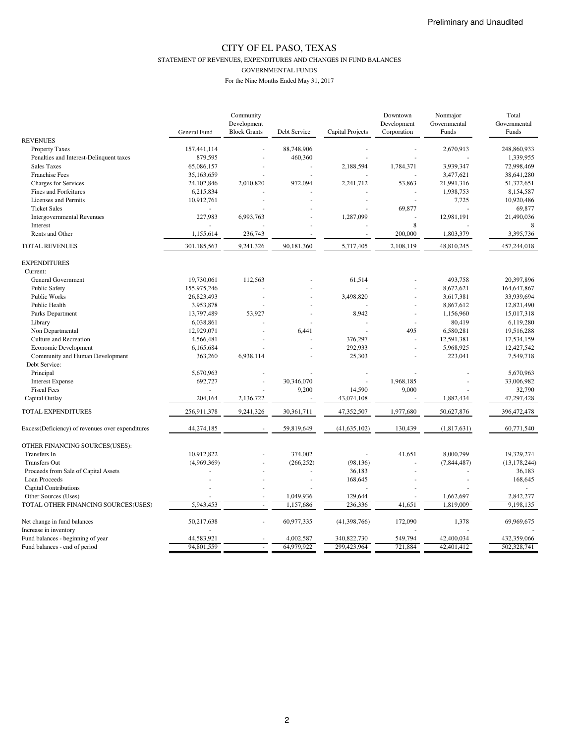Preliminary and Unaudited

# CITY OF EL PASO, TEXAS

## STATEMENT OF REVENUES, EXPENDITURES AND CHANGES IN FUND BALANCES

### GOVERNMENTAL FUNDS

For the Nine Months Ended May 31, 2017

| | General Fund | Community Development Block Grants | Debt Service | Capital Projects | Downtown Development Corporation | Nonmajor Governmental Funds | Total Governmental Funds |
|---|---|---|---|---|---|---|---|
| **REVENUES** | | | | | | | |
| Property Taxes | 157,441,114 | - | 88,748,906 | - | - | 2,670,913 | 248,860,933 |
| Penalties and Interest-Delinquent taxes | 879,595 | - | 460,360 | - | - | - | 1,339,955 |
| Sales Taxes | 65,086,157 | - | - | 2,188,594 | 1,784,371 | 3,939,347 | 72,998,469 |
| Franchise Fees | 35,163,659 | - | - | - | - | 3,477,621 | 38,641,280 |
| Charges for Services | 24,102,846 | 2,010,820 | 972,094 | 2,241,712 | 53,863 | 21,991,316 | 51,372,651 |
| Fines and Forfeitures | 6,215,834 | - | - | - | - | 1,938,753 | 8,154,587 |
| Licenses and Permits | 10,912,761 | - | - | - | - | 7,725 | 10,920,486 |
| Ticket Sales | - | - | - | - | 69,877 | - | 69,877 |
| Intergovernmental Revenues | 227,983 | 6,993,763 | - | 1,287,099 | - | 12,981,191 | 21,490,036 |
| Interest | - | - | - | - | 8 | - | 8 |
| Rents and Other | 1,155,614 | 236,743 | - | - | 200,000 | 1,803,379 | 3,395,736 |
| TOTAL REVENUES | 301,185,563 | 9,241,326 | 90,181,360 | 5,717,405 | 2,108,119 | 48,810,245 | 457,244,018 |
| **EXPENDITURES** | | | | | | | |
| Current: | | | | | | | |
| General Government | 19,730,061 | 112,563 | - | 61,514 | - | 493,758 | 20,397,896 |
| Public Safety | 155,975,246 | - | - | - | - | 8,672,621 | 164,647,867 |
| Public Works | 26,823,493 | - | - | 3,498,820 | - | 3,617,381 | 33,939,694 |
| Public Health | 3,953,878 | - | - | - | - | 8,867,612 | 12,821,490 |
| Parks Department | 13,797,489 | 53,927 | - | 8,942 | - | 1,156,960 | 15,017,318 |
| Library | 6,038,861 | - | - | - | - | 80,419 | 6,119,280 |
| Non Departmental | 12,929,071 | - | 6,441 | - | 495 | 6,580,281 | 19,516,288 |
| Culture and Recreation | 4,566,481 | - | - | 376,297 | - | 12,591,381 | 17,534,159 |
| Economic Development | 6,165,684 | - | - | 292,933 | - | 5,968,925 | 12,427,542 |
| Community and Human Development | 363,260 | 6,938,114 | - | 25,303 | - | 223,041 | 7,549,718 |
| Debt Service: | | | | | | | |
| Principal | 5,670,963 | - | - | - | - | - | 5,670,963 |
| Interest Expense | 692,727 | - | 30,346,070 | - | 1,968,185 | - | 33,006,982 |
| Fiscal Fees | - | - | 9,200 | 14,590 | 9,000 | - | 32,790 |
| Capital Outlay | 204,164 | 2,136,722 | - | 43,074,108 | - | 1,882,434 | 47,297,428 |
| TOTAL EXPENDITURES | 256,911,378 | 9,241,326 | 30,361,711 | 47,352,507 | 1,977,680 | 50,627,876 | 396,472,478 |
| Excess(Deficiency) of revenues over expenditures | 44,274,185 | - | 59,819,649 | (41,635,102) | 130,439 | (1,817,631) | 60,771,540 |
| OTHER FINANCING SOURCES(USES): | | | | | | | |
| Transfers In | 10,912,822 | - | 374,002 | - | 41,651 | 8,000,799 | 19,329,274 |
| Transfers Out | (4,969,369) | - | (266,252) | (98,136) | - | (7,844,487) | (13,178,244) |
| Proceeds from Sale of Capital Assets | - | - | - | 36,183 | - | - | 36,183 |
| Loan Proceeds | - | - | - | 168,645 | - | - | 168,645 |
| Capital Contributions | - | - | - | - | - | - | - |
| Other Sources (Uses) | - | - | 1,049,936 | 129,644 | - | 1,662,697 | 2,842,277 |
| TOTAL OTHER FINANCING SOURCES(USES) | 5,943,453 | - | 1,157,686 | 236,336 | 41,651 | 1,819,009 | 9,198,135 |
| Net change in fund balances | 50,217,638 | - | 60,977,335 | (41,398,766) | 172,090 | 1,378 | 69,969,675 |
| Increase in inventory | - | | | | | - | - |
| Fund balances - beginning of year | 44,583,921 | - | 4,002,587 | 340,822,730 | 549,794 | 42,400,034 | 432,359,066 |
| Fund balances - end of period | 94,801,559 | - | 64,979,922 | 299,423,964 | 721,884 | 42,401,412 | 502,328,741 |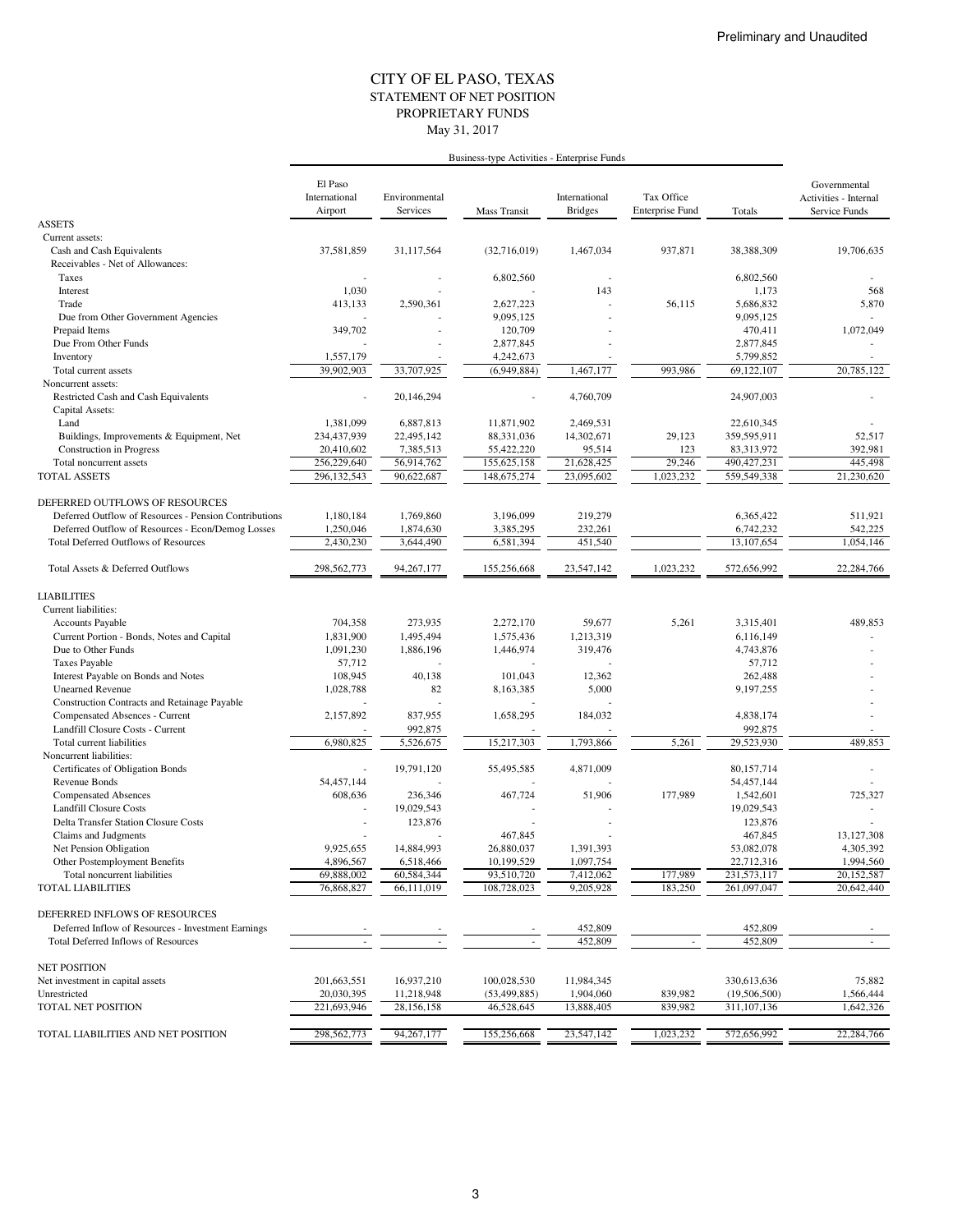Preliminary and Unaudited

# CITY OF EL PASO, TEXAS
## STATEMENT OF NET POSITION
## PROPRIETARY FUNDS
### May 31, 2017

| | Business-type Activities - Enterprise Funds | | | | | | |
|---|---|---|---|---|---|---|---|
| | El Paso International Airport | Environmental Services | Mass Transit | International Bridges | Tax Office Enterprise Fund | Totals | Governmental Activities - Internal Service Funds |
| **ASSETS** | | | | | | | |
| Current assets: | | | | | | | |
| Cash and Cash Equivalents | 37,581,859 | 31,117,564 | (32,716,019) | 1,467,034 | 937,871 | 38,388,309 | 19,706,635 |
| Receivables - Net of Allowances: | | | | | | | |
| Taxes | - | - | 6,802,560 | - | | 6,802,560 | - |
| Interest | 1,030 | - | - | 143 | | 1,173 | 568 |
| Trade | 413,133 | 2,590,361 | 2,627,223 | - | 56,115 | 5,686,832 | 5,870 |
| Due from Other Government Agencies | - | - | 9,095,125 | - | | 9,095,125 | - |
| Prepaid Items | 349,702 | - | 120,709 | - | | 470,411 | 1,072,049 |
| Due From Other Funds | - | - | 2,877,845 | - | | 2,877,845 | - |
| Inventory | 1,557,179 | - | 4,242,673 | - | | 5,799,852 | - |
| Total current assets | 39,902,903 | 33,707,925 | (6,949,884) | 1,467,177 | 993,986 | 69,122,107 | 20,785,122 |
| Noncurrent assets: | | | | | | | |
| Restricted Cash and Cash Equivalents | - | 20,146,294 | - | 4,760,709 | | 24,907,003 | - |
| Capital Assets: | | | | | | | |
| Land | 1,381,099 | 6,887,813 | 11,871,902 | 2,469,531 | | 22,610,345 | - |
| Buildings, Improvements & Equipment, Net | 234,437,939 | 22,495,142 | 88,331,036 | 14,302,671 | 29,123 | 359,595,911 | 52,517 |
| Construction in Progress | 20,410,602 | 7,385,513 | 55,422,220 | 95,514 | 123 | 83,313,972 | 392,981 |
| Total noncurrent assets | 256,229,640 | 56,914,762 | 155,625,158 | 21,628,425 | 29,246 | 490,427,231 | 445,498 |
| TOTAL ASSETS | 296,132,543 | 90,622,687 | 148,675,274 | 23,095,602 | 1,023,232 | 559,549,338 | 21,230,620 |
| | | | | | | | |
| DEFERRED OUTFLOWS OF RESOURCES | | | | | | | |
| Deferred Outflow of Resources - Pension Contributions | 1,180,184 | 1,769,860 | 3,196,099 | 219,279 | | 6,365,422 | 511,921 |
| Deferred Outflow of Resources - Econ/Demog Losses | 1,250,046 | 1,874,630 | 3,385,295 | 232,261 | | 6,742,232 | 542,225 |
| Total Deferred Outflows of Resources | 2,430,230 | 3,644,490 | 6,581,394 | 451,540 | | 13,107,654 | 1,054,146 |
| | | | | | | | |
| Total Assets & Deferred Outflows | 298,562,773 | 94,267,177 | 155,256,668 | 23,547,142 | 1,023,232 | 572,656,992 | 22,284,766 |
| | | | | | | | |
| **LIABILITIES** | | | | | | | |
| Current liabilities: | | | | | | | |
| Accounts Payable | 704,358 | 273,935 | 2,272,170 | 59,677 | 5,261 | 3,315,401 | 489,853 |
| Current Portion - Bonds, Notes and Capital | 1,831,900 | 1,495,494 | 1,575,436 | 1,213,319 | | 6,116,149 | - |
| Due to Other Funds | 1,091,230 | 1,886,196 | 1,446,974 | 319,476 | | 4,743,876 | - |
| Taxes Payable | 57,712 | - | - | - | | 57,712 | - |
| Interest Payable on Bonds and Notes | 108,945 | 40,138 | 101,043 | 12,362 | | 262,488 | - |
| Unearned Revenue | 1,028,788 | 82 | 8,163,385 | 5,000 | | 9,197,255 | - |
| Construction Contracts and Retainage Payable | - | - | - | - | | - | - |
| Compensated Absences - Current | 2,157,892 | 837,955 | 1,658,295 | 184,032 | | 4,838,174 | - |
| Landfill Closure Costs - Current | - | 992,875 | - | - | | 992,875 | - |
| Total current liabilities | 6,980,825 | 5,526,675 | 15,217,303 | 1,793,866 | 5,261 | 29,523,930 | 489,853 |
| Noncurrent liabilities: | | | | | | | |
| Certificates of Obligation Bonds | - | 19,791,120 | 55,495,585 | 4,871,009 | | 80,157,714 | - |
| Revenue Bonds | 54,457,144 | - | - | - | | 54,457,144 | - |
| Compensated Absences | 608,636 | 236,346 | 467,724 | 51,906 | 177,989 | 1,542,601 | 725,327 |
| Landfill Closure Costs | - | 19,029,543 | - | - | | 19,029,543 | - |
| Delta Transfer Station Closure Costs | - | 123,876 | - | - | | 123,876 | - |
| Claims and Judgments | - | - | 467,845 | - | | 467,845 | 13,127,308 |
| Net Pension Obligation | 9,925,655 | 14,884,993 | 26,880,037 | 1,391,393 | | 53,082,078 | 4,305,392 |
| Other Postemployment Benefits | 4,896,567 | 6,518,466 | 10,199,529 | 1,097,754 | | 22,712,316 | 1,994,560 |
| Total noncurrent liabilities | 69,888,002 | 60,584,344 | 93,510,720 | 7,412,062 | 177,989 | 231,573,117 | 20,152,587 |
| TOTAL LIABILITIES | 76,868,827 | 66,111,019 | 108,728,023 | 9,205,928 | 183,250 | 261,097,047 | 20,642,440 |
| | | | | | | | |
| DEFERRED INFLOWS OF RESOURCES | | | | | | | |
| Deferred Inflow of Resources - Investment Earnings | - | - | - | 452,809 | | 452,809 | - |
| Total Deferred Inflows of Resources | - | - | - | 452,809 | - | 452,809 | - |
| | | | | | | | |
| NET POSITION | | | | | | | |
| Net investment in capital assets | 201,663,551 | 16,937,210 | 100,028,530 | 11,984,345 | | 330,613,636 | 75,882 |
| Unrestricted | 20,030,395 | 11,218,948 | (53,499,885) | 1,904,060 | 839,982 | (19,506,500) | 1,566,444 |
| TOTAL NET POSITION | 221,693,946 | 28,156,158 | 46,528,645 | 13,888,405 | 839,982 | 311,107,136 | 1,642,326 |
| | | | | | | | |
| TOTAL LIABILITIES AND NET POSITION | 298,562,773 | 94,267,177 | 155,256,668 | 23,547,142 | 1,023,232 | 572,656,992 | 22,284,766 |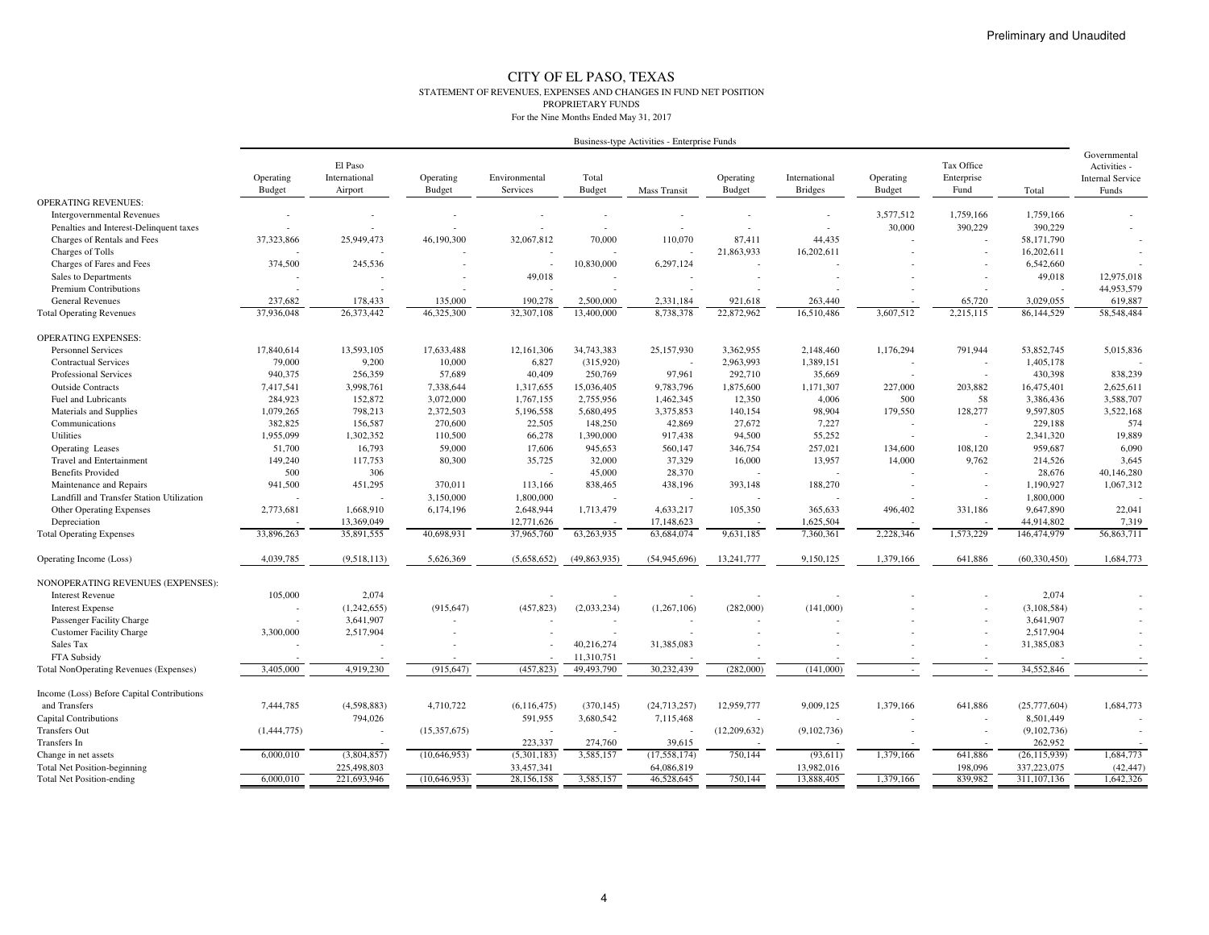Preliminary and Unaudited

# CITY OF EL PASO, TEXAS

STATEMENT OF REVENUES, EXPENSES AND CHANGES IN FUND NET POSITION

PROPRIETARY FUNDS

For the Nine Months Ended May 31, 2017

| | Business-type Activities - Enterprise Funds | | | | | | | | | | | |
|---|---|---|---|---|---|---|---|---|---|---|---|---|
| | Operating Budget | El Paso International Airport | Operating Budget | Environmental Services | Total Budget | Mass Transit | Operating Budget | International Bridges | Operating Budget | Tax Office Enterprise Fund | Total | Governmental Activities - Internal Service Funds |
| OPERATING REVENUES: | | | | | | | | | | | | |
| Intergovernmental Revenues | - | - | - | - | - | - | - | - | 3,577,512 | 1,759,166 | 1,759,166 | - |
| Penalties and Interest-Delinquent taxes | - | - | - | - | - | - | - | - | 30,000 | 390,229 | 390,229 | - |
| Charges of Rentals and Fees | 37,323,866 | 25,949,473 | 46,190,300 | 32,067,812 | 70,000 | 110,070 | 87,411 | 44,435 | - | - | 58,171,790 | - |
| Charges of Tolls | - | - | - | - | - | - | 21,863,933 | 16,202,611 | - | - | 16,202,611 | - |
| Charges of Fares and Fees | 374,500 | 245,536 | - | - | 10,830,000 | 6,297,124 | - | - | - | - | 6,542,660 | - |
| Sales to Departments | - | - | - | 49,018 | - | - | - | - | - | - | 49,018 | 12,975,018 |
| Premium Contributions | - | - | - | - | - | - | - | - | - | - | - | 44,953,579 |
| General Revenues | 237,682 | 178,433 | 135,000 | 190,278 | 2,500,000 | 2,331,184 | 921,618 | 263,440 | - | 65,720 | 3,029,055 | 619,887 |
| Total Operating Revenues | 37,936,048 | 26,373,442 | 46,325,300 | 32,307,108 | 13,400,000 | 8,738,378 | 22,872,962 | 16,510,486 | 3,607,512 | 2,215,115 | 86,144,529 | 58,548,484 |
| OPERATING EXPENSES: | | | | | | | | | | | | |
| Personnel Services | 17,840,614 | 13,593,105 | 17,633,488 | 12,161,306 | 34,743,383 | 25,157,930 | 3,362,955 | 2,148,460 | 1,176,294 | 791,944 | 53,852,745 | 5,015,836 |
| Contractual Services | 79,000 | 9,200 | 10,000 | 6,827 | (315,920) | - | 2,963,993 | 1,389,151 | - | - | 1,405,178 | - |
| Professional Services | 940,375 | 256,359 | 57,689 | 40,409 | 250,769 | 97,961 | 292,710 | 35,669 | - | - | 430,398 | 838,239 |
| Outside Contracts | 7,417,541 | 3,998,761 | 7,338,644 | 1,317,655 | 15,036,405 | 9,783,796 | 1,875,600 | 1,171,307 | 227,000 | 203,882 | 16,475,401 | 2,625,611 |
| Fuel and Lubricants | 284,923 | 152,872 | 3,072,000 | 1,767,155 | 2,755,956 | 1,462,345 | 12,350 | 4,006 | 500 | 58 | 3,386,436 | 3,588,707 |
| Materials and Supplies | 1,079,265 | 798,213 | 2,372,503 | 5,196,558 | 5,680,495 | 3,375,853 | 140,154 | 98,904 | 179,550 | 128,277 | 9,597,805 | 3,522,168 |
| Communications | 382,825 | 156,587 | 270,600 | 22,505 | 148,250 | 42,869 | 27,672 | 7,227 | - | - | 229,188 | 574 |
| Utilities | 1,955,099 | 1,302,352 | 110,500 | 66,278 | 1,390,000 | 917,438 | 94,500 | 55,252 | - | - | 2,341,320 | 19,889 |
| Operating Leases | 51,700 | 16,793 | 59,000 | 17,606 | 945,653 | 560,147 | 346,754 | 257,021 | 134,600 | 108,120 | 959,687 | 6,090 |
| Travel and Entertainment | 149,240 | 117,753 | 80,300 | 35,725 | 32,000 | 37,329 | 16,000 | 13,957 | 14,000 | 9,762 | 214,526 | 3,645 |
| Benefits Provided | 500 | 306 | | - | 45,000 | 28,370 | - | - | - | - | 28,676 | 40,146,280 |
| Maintenance and Repairs | 941,500 | 451,295 | 370,011 | 113,166 | 838,465 | 438,196 | 393,148 | 188,270 | - | - | 1,190,927 | 1,067,312 |
| Landfill and Transfer Station Utilization | - | - | 3,150,000 | 1,800,000 | - | - | - | - | - | - | 1,800,000 | - |
| Other Operating Expenses | 2,773,681 | 1,668,910 | 6,174,196 | 2,648,944 | 1,713,479 | 4,633,217 | 105,350 | 365,633 | 496,402 | 331,186 | 9,647,890 | 22,041 |
| Depreciation | - | 13,369,049 | | 12,771,626 | - | 17,148,623 | - | 1,625,504 | - | - | 44,914,802 | 7,319 |
| Total Operating Expenses | 33,896,263 | 35,891,555 | 40,698,931 | 37,965,760 | 63,263,935 | 63,684,074 | 9,631,185 | 7,360,361 | 2,228,346 | 1,573,229 | 146,474,979 | 56,863,711 |
| Operating Income (Loss) | 4,039,785 | (9,518,113) | 5,626,369 | (5,658,652) | (49,863,935) | (54,945,696) | 13,241,777 | 9,150,125 | 1,379,166 | 641,886 | (60,330,450) | 1,684,773 |
| NONOPERATING REVENUES (EXPENSES): | | | | | | | | | | | | |
| Interest Revenue | 105,000 | 2,074 | | - | - | - | - | - | - | - | 2,074 | - |
| Interest Expense | - | (1,242,655) | (915,647) | (457,823) | (2,033,234) | (1,267,106) | (282,000) | (141,000) | - | - | (3,108,584) | - |
| Passenger Facility Charge | - | 3,641,907 | - | - | - | - | - | - | - | - | 3,641,907 | - |
| Customer Facility Charge | 3,300,000 | 2,517,904 | - | - | - | - | - | - | - | - | 2,517,904 | - |
| Sales Tax | - | - | - | - | 40,216,274 | 31,385,083 | - | - | - | - | 31,385,083 | - |
| FTA Subsidy | - | - | - | - | 11,310,751 | - | - | - | - | - | - | - |
| Total NonOperating Revenues (Expenses) | 3,405,000 | 4,919,230 | (915,647) | (457,823) | 49,493,790 | 30,232,439 | (282,000) | (141,000) | - | - | 34,552,846 | - |
| Income (Loss) Before Capital Contributions and Transfers | 7,444,785 | (4,598,883) | 4,710,722 | (6,116,475) | (370,145) | (24,713,257) | 12,959,777 | 9,009,125 | 1,379,166 | 641,886 | (25,777,604) | 1,684,773 |
| Capital Contributions | | 794,026 | | 591,955 | 3,680,542 | 7,115,468 | | - | - | - | 8,501,449 | - |
| Transfers Out | (1,444,775) | - | (15,357,675) | - | - | - | (12,209,632) | (9,102,736) | - | - | (9,102,736) | - |
| Transfers In | | - | | 223,337 | 274,760 | 39,615 | - | - | - | - | 262,952 | - |
| Change in net assets | 6,000,010 | (3,804,857) | (10,646,953) | (5,301,183) | 3,585,157 | (17,558,174) | 750,144 | (93,611) | 1,379,166 | 641,886 | (26,115,939) | 1,684,773 |
| Total Net Position-beginning | | 225,498,803 | | 33,457,341 | | 64,086,819 | | 13,982,016 | | 198,096 | 337,223,075 | (42,447) |
| Total Net Position-ending | 6,000,010 | 221,693,946 | (10,646,953) | 28,156,158 | 3,585,157 | 46,528,645 | 750,144 | 13,888,405 | 1,379,166 | 839,982 | 311,107,136 | 1,642,326 |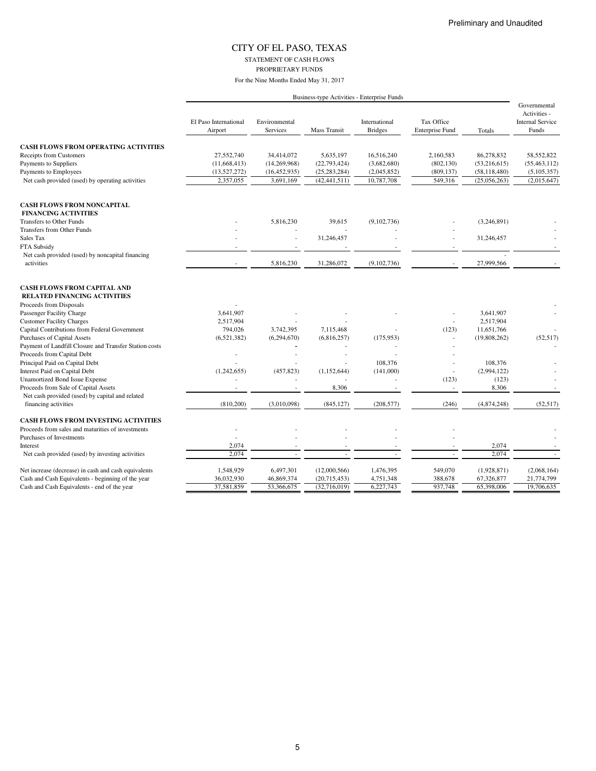Preliminary and Unaudited

# CITY OF EL PASO, TEXAS

STATEMENT OF CASH FLOWS

PROPRIETARY FUNDS

For the Nine Months Ended May 31, 2017

| | Business-type Activities - Enterprise Funds | | | | | | Governmental Activities - Internal Service Funds |
|---|---|---|---|---|---|---|---|
| | El Paso International Airport | Environmental Services | Mass Transit | International Bridges | Tax Office Enterprise Fund | Totals | |
| **CASH FLOWS FROM OPERATING ACTIVITIES** | | | | | | | |
| Receipts from Customers | 27,552,740 | 34,414,072 | 5,635,197 | 16,516,240 | 2,160,583 | 86,278,832 | 58,552,822 |
| Payments to Suppliers | (11,668,413) | (14,269,968) | (22,793,424) | (3,682,680) | (802,130) | (53,216,615) | (55,463,112) |
| Payments to Employees | (13,527,272) | (16,452,935) | (25,283,284) | (2,045,852) | (809,137) | (58,118,480) | (5,105,357) |
| Net cash provided (used) by operating activities | 2,357,055 | 3,691,169 | (42,441,511) | 10,787,708 | 549,316 | (25,056,263) | (2,015,647) |
| **CASH FLOWS FROM NONCAPITAL FINANCING ACTIVITIES** | | | | | | | |
| Transfers to Other Funds | - | 5,816,230 | 39,615 | (9,102,736) | - | (3,246,891) | - |
| Transfers from Other Funds | - | - | - | - | - | | - |
| Sales Tax | - | - | 31,246,457 | - | - | 31,246,457 | - |
| FTA Subsidy | - | - | - | - | - | | - |
| Net cash provided (used) by noncapital financing activities | - | 5,816,230 | 31,286,072 | (9,102,736) | - | 27,999,566 | - |
| **CASH FLOWS FROM CAPITAL AND RELATED FINANCING ACTIVITIES** | | | | | | | |
| Proceeds from Disposals | - | | | | | | - |
| Passenger Facility Charge | 3,641,907 | - | - | - | - | 3,641,907 | - |
| Customer Facility Charges | 2,517,904 | - | | | - | 2,517,904 | |
| Capital Contributions from Federal Government | 794,026 | 3,742,395 | 7,115,468 | - | (123) | 11,651,766 | - |
| Purchases of Capital Assets | (6,521,382) | (6,294,670) | (6,816,257) | (175,953) | - | (19,808,262) | (52,517) |
| Payment of Landfill Closure and Transfer Station costs | | - | - | - | - | | - |
| Proceeds from Capital Debt | - | - | - | - | - | | |
| Principal Paid on Capital Debt | - | - | - | 108,376 | - | 108,376 | - |
| Interest Paid on Capital Debt | (1,242,655) | (457,823) | (1,152,644) | (141,000) | - | (2,994,122) | - |
| Unamortized Bond Issue Expense | - | - | - | - | (123) | (123) | - |
| Proceeds from Sale of Capital Assets | - | - | 8,306 | - | - | 8,306 | - |
| Net cash provided (used) by capital and related financing activities | (810,200) | (3,010,098) | (845,127) | (208,577) | (246) | (4,874,248) | (52,517) |
| **CASH FLOWS FROM INVESTING ACTIVITIES** | | | | | | | |
| Proceeds from sales and maturities of investments | - | - | - | - | - | | - |
| Purchases of Investments | - | - | - | - | - | | - |
| Interest | 2,074 | - | - | - | - | 2,074 | - |
| Net cash provided (used) by investing activities | 2,074 | - | - | - | - | 2,074 | - |
| Net increase (decrease) in cash and cash equivalents | 1,548,929 | 6,497,301 | (12,000,566) | 1,476,395 | 549,070 | (1,928,871) | (2,068,164) |
| Cash and Cash Equivalents - beginning of the year | 36,032,930 | 46,869,374 | (20,715,453) | 4,751,348 | 388,678 | 67,326,877 | 21,774,799 |
| Cash and Cash Equivalents - end of the year | 37,581,859 | 53,366,675 | (32,716,019) | 6,227,743 | 937,748 | 65,398,006 | 19,706,635 |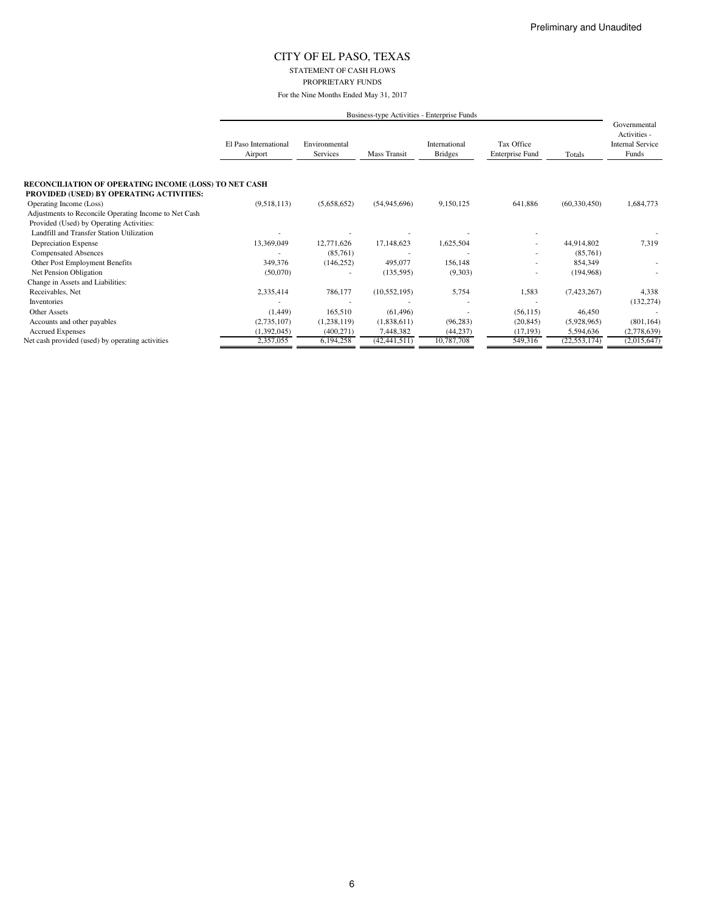Preliminary and Unaudited

# CITY OF EL PASO, TEXAS

STATEMENT OF CASH FLOWS

PROPRIETARY FUNDS

For the Nine Months Ended May 31, 2017

| | Business-type Activities - Enterprise Funds | | | | | | Governmental Activities - Internal Service Funds |
|---|---|---|---|---|---|---|---|
| | El Paso International Airport | Environmental Services | Mass Transit | International Bridges | Tax Office Enterprise Fund | Totals | |
| **RECONCILIATION OF OPERATING INCOME (LOSS) TO NET CASH PROVIDED (USED) BY OPERATING ACTIVITIES:** | | | | | | | |
| Operating Income (Loss) | (9,518,113) | (5,658,652) | (54,945,696) | 9,150,125 | 641,886 | (60,330,450) | 1,684,773 |
| Adjustments to Reconcile Operating Income to Net Cash Provided (Used) by Operating Activities: | | | | | | | |
| Landfill and Transfer Station Utilization | - | - | - | - | - | | - |
| Depreciation Expense | 13,369,049 | 12,771,626 | 17,148,623 | 1,625,504 | - | 44,914,802 | 7,319 |
| Compensated Absences | - | (85,761) | - | - | - | (85,761) | |
| Other Post Employment Benefits | 349,376 | (146,252) | 495,077 | 156,148 | - | 854,349 | - |
| Net Pension Obligation | (50,070) | - | (135,595) | (9,303) | - | (194,968) | - |
| Change in Assets and Liabilities: | | | | | | | |
| Receivables, Net | 2,335,414 | 786,177 | (10,552,195) | 5,754 | 1,583 | (7,423,267) | 4,338 |
| Inventories | - | - | - | - | - | | (132,274) |
| Other Assets | (1,449) | 165,510 | (61,496) | - | (56,115) | 46,450 | - |
| Accounts and other payables | (2,735,107) | (1,238,119) | (1,838,611) | (96,283) | (20,845) | (5,928,965) | (801,164) |
| Accrued Expenses | (1,392,045) | (400,271) | 7,448,382 | (44,237) | (17,193) | 5,594,636 | (2,778,639) |
| Net cash provided (used) by operating activities | 2,357,055 | 6,194,258 | (42,441,511) | 10,787,708 | 549,316 | (22,553,174) | (2,015,647) |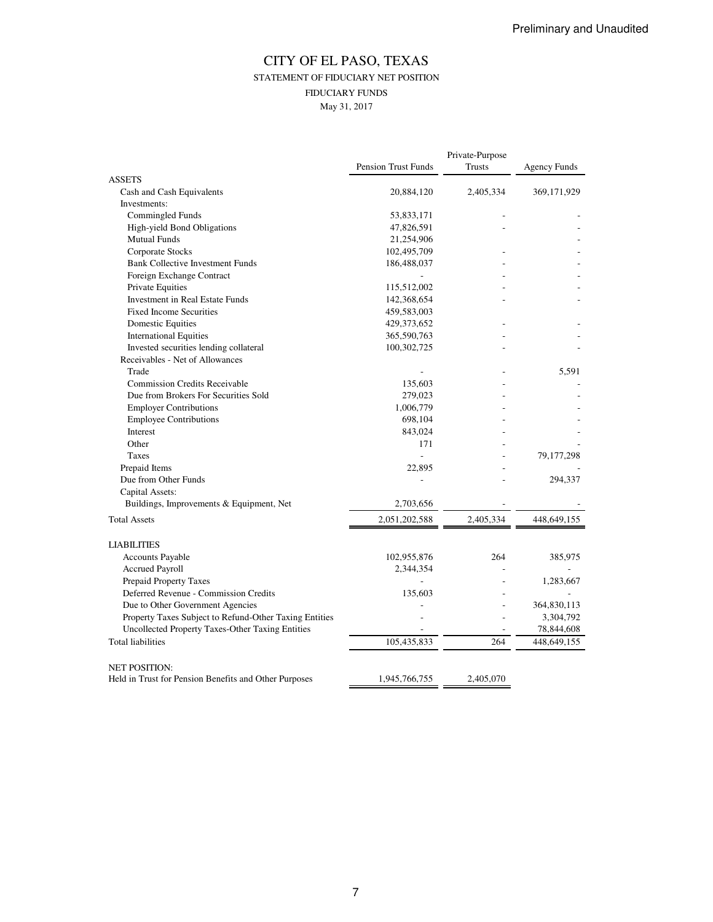Preliminary and Unaudited

# CITY OF EL PASO, TEXAS

## STATEMENT OF FIDUCIARY NET POSITION

### FIDUCIARY FUNDS

May 31, 2017

| | Pension Trust Funds | Private-Purpose Trusts | Agency Funds |
|---|---|---|---|
| ASSETS | | | |
| Cash and Cash Equivalents | 20,884,120 | 2,405,334 | 369,171,929 |
| Investments: | | | |
| Commingled Funds | 53,833,171 | - | - |
| High-yield Bond Obligations | 47,826,591 | - | - |
| Mutual Funds | 21,254,906 | | - |
| Corporate Stocks | 102,495,709 | - | - |
| Bank Collective Investment Funds | 186,488,037 | - | - |
| Foreign Exchange Contract | - | - | - |
| Private Equities | 115,512,002 | - | - |
| Investment in Real Estate Funds | 142,368,654 | - | - |
| Fixed Income Securities | 459,583,003 | | |
| Domestic Equities | 429,373,652 | - | - |
| International Equities | 365,590,763 | - | - |
| Invested securities lending collateral | 100,302,725 | - | - |
| Receivables - Net of Allowances | | | |
| Trade | - | - | 5,591 |
| Commission Credits Receivable | 135,603 | - | - |
| Due from Brokers For Securities Sold | 279,023 | - | - |
| Employer Contributions | 1,006,779 | - | - |
| Employee Contributions | 698,104 | - | - |
| Interest | 843,024 | - | - |
| Other | 171 | - | - |
| Taxes | - | - | 79,177,298 |
| Prepaid Items | 22,895 | - | - |
| Due from Other Funds | - | - | 294,337 |
| Capital Assets: | | | |
| Buildings, Improvements & Equipment, Net | 2,703,656 | - | - |
| Total Assets | 2,051,202,588 | 2,405,334 | 448,649,155 |
| | | | |
| LIABILITIES | | | |
| Accounts Payable | 102,955,876 | 264 | 385,975 |
| Accrued Payroll | 2,344,354 | - | - |
| Prepaid Property Taxes | - | - | 1,283,667 |
| Deferred Revenue - Commission Credits | 135,603 | - | - |
| Due to Other Government Agencies | - | - | 364,830,113 |
| Property Taxes Subject to Refund-Other Taxing Entities | - | - | 3,304,792 |
| Uncollected Property Taxes-Other Taxing Entities | - | - | 78,844,608 |
| Total liabilities | 105,435,833 | 264 | 448,649,155 |
| | | | |
| NET POSITION: | | | |
| Held in Trust for Pension Benefits and Other Purposes | 1,945,766,755 | 2,405,070 | |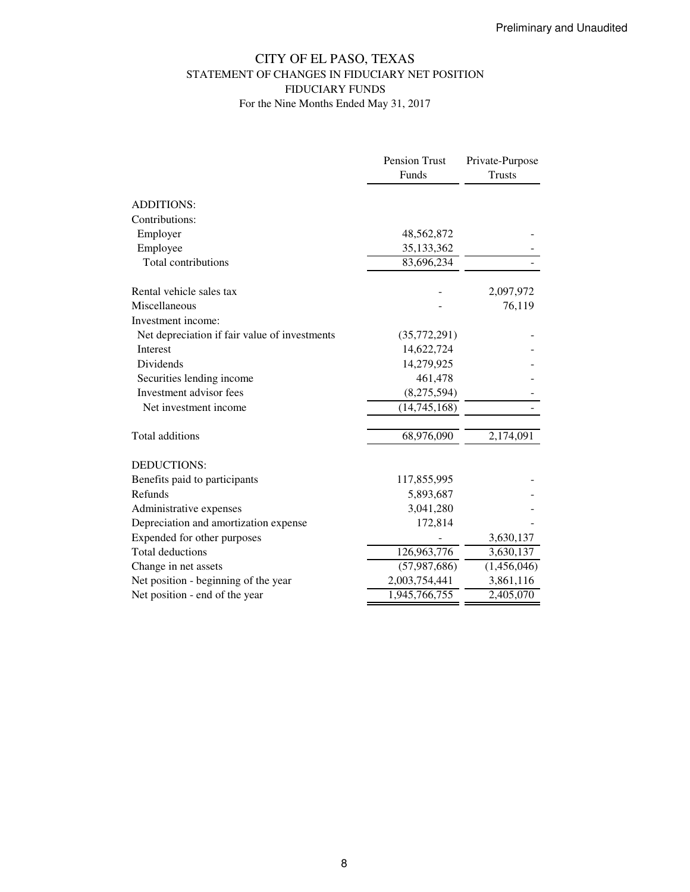Preliminary and Unaudited

# CITY OF EL PASO, TEXAS
## STATEMENT OF CHANGES IN FIDUCIARY NET POSITION
## FIDUCIARY FUNDS
### For the Nine Months Ended May 31, 2017

| | Pension Trust Funds | Private-Purpose Trusts |
|---|---|---|
| ADDITIONS: | | |
| Contributions: | | |
| Employer | 48,562,872 | - |
| Employee | 35,133,362 | - |
| Total contributions | 83,696,234 | - |
| | | |
| Rental vehicle sales tax | - | 2,097,972 |
| Miscellaneous | - | 76,119 |
| Investment income: | | |
| Net depreciation if fair value of investments | (35,772,291) | - |
| Interest | 14,622,724 | - |
| Dividends | 14,279,925 | - |
| Securities lending income | 461,478 | - |
| Investment advisor fees | (8,275,594) | - |
| Net investment income | (14,745,168) | - |
| | | |
| Total additions | 68,976,090 | 2,174,091 |
| | | |
| DEDUCTIONS: | | |
| Benefits paid to participants | 117,855,995 | - |
| Refunds | 5,893,687 | - |
| Administrative expenses | 3,041,280 | - |
| Depreciation and amortization expense | 172,814 | - |
| Expended for other purposes | - | 3,630,137 |
| Total deductions | 126,963,776 | 3,630,137 |
| Change in net assets | (57,987,686) | (1,456,046) |
| Net position - beginning of the year | 2,003,754,441 | 3,861,116 |
| Net position - end of the year | 1,945,766,755 | 2,405,070 |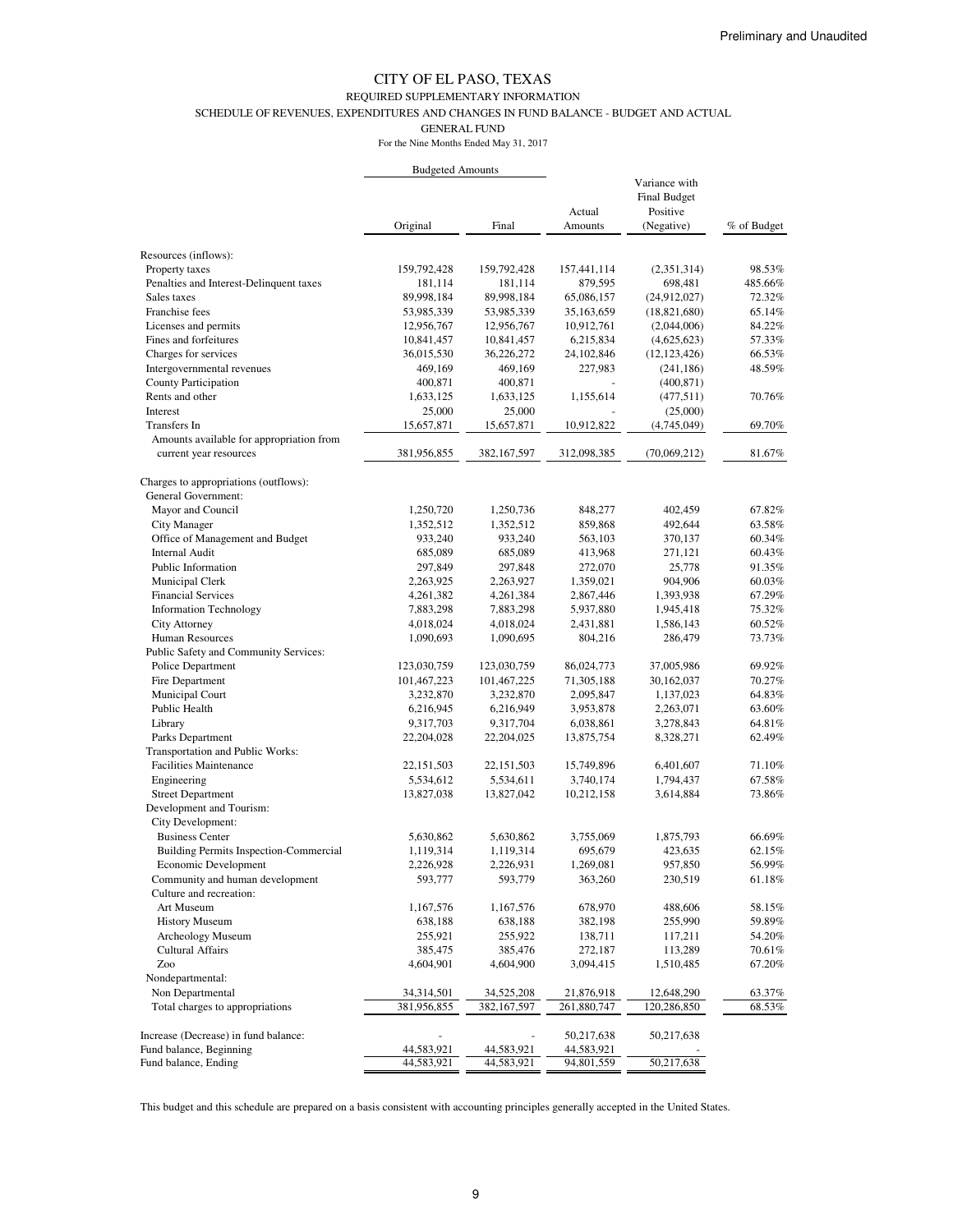Preliminary and Unaudited

# CITY OF EL PASO, TEXAS

## REQUIRED SUPPLEMENTARY INFORMATION

### SCHEDULE OF REVENUES, EXPENDITURES AND CHANGES IN FUND BALANCE - BUDGET AND ACTUAL

### GENERAL FUND

For the Nine Months Ended May 31, 2017

| | Budgeted Amounts | | | | |
|---|---|---|---|---|---|
| | Original | Final | Actual Amounts | Variance with Final Budget Positive (Negative) | % of Budget |
| Resources (inflows): | | | | | |
| Property taxes | 159,792,428 | 159,792,428 | 157,441,114 | (2,351,314) | 98.53% |
| Penalties and Interest-Delinquent taxes | 181,114 | 181,114 | 879,595 | 698,481 | 485.66% |
| Sales taxes | 89,998,184 | 89,998,184 | 65,086,157 | (24,912,027) | 72.32% |
| Franchise fees | 53,985,339 | 53,985,339 | 35,163,659 | (18,821,680) | 65.14% |
| Licenses and permits | 12,956,767 | 12,956,767 | 10,912,761 | (2,044,006) | 84.22% |
| Fines and forfeitures | 10,841,457 | 10,841,457 | 6,215,834 | (4,625,623) | 57.33% |
| Charges for services | 36,015,530 | 36,226,272 | 24,102,846 | (12,123,426) | 66.53% |
| Intergovernmental revenues | 469,169 | 469,169 | 227,983 | (241,186) | 48.59% |
| County Participation | 400,871 | 400,871 | - | (400,871) | |
| Rents and other | 1,633,125 | 1,633,125 | 1,155,614 | (477,511) | 70.76% |
| Interest | 25,000 | 25,000 | - | (25,000) | |
| Transfers In | 15,657,871 | 15,657,871 | 10,912,822 | (4,745,049) | 69.70% |
| Amounts available for appropriation from current year resources | 381,956,855 | 382,167,597 | 312,098,385 | (70,069,212) | 81.67% |
| Charges to appropriations (outflows): | | | | | |
| General Government: | | | | | |
| Mayor and Council | 1,250,720 | 1,250,736 | 848,277 | 402,459 | 67.82% |
| City Manager | 1,352,512 | 1,352,512 | 859,868 | 492,644 | 63.58% |
| Office of Management and Budget | 933,240 | 933,240 | 563,103 | 370,137 | 60.34% |
| Internal Audit | 685,089 | 685,089 | 413,968 | 271,121 | 60.43% |
| Public Information | 297,849 | 297,848 | 272,070 | 25,778 | 91.35% |
| Municipal Clerk | 2,263,925 | 2,263,927 | 1,359,021 | 904,906 | 60.03% |
| Financial Services | 4,261,382 | 4,261,384 | 2,867,446 | 1,393,938 | 67.29% |
| Information Technology | 7,883,298 | 7,883,298 | 5,937,880 | 1,945,418 | 75.32% |
| City Attorney | 4,018,024 | 4,018,024 | 2,431,881 | 1,586,143 | 60.52% |
| Human Resources | 1,090,693 | 1,090,695 | 804,216 | 286,479 | 73.73% |
| Public Safety and Community Services: | | | | | |
| Police Department | 123,030,759 | 123,030,759 | 86,024,773 | 37,005,986 | 69.92% |
| Fire Department | 101,467,223 | 101,467,225 | 71,305,188 | 30,162,037 | 70.27% |
| Municipal Court | 3,232,870 | 3,232,870 | 2,095,847 | 1,137,023 | 64.83% |
| Public Health | 6,216,945 | 6,216,949 | 3,953,878 | 2,263,071 | 63.60% |
| Library | 9,317,703 | 9,317,704 | 6,038,861 | 3,278,843 | 64.81% |
| Parks Department | 22,204,028 | 22,204,025 | 13,875,754 | 8,328,271 | 62.49% |
| Transportation and Public Works: | | | | | |
| Facilities Maintenance | 22,151,503 | 22,151,503 | 15,749,896 | 6,401,607 | 71.10% |
| Engineering | 5,534,612 | 5,534,611 | 3,740,174 | 1,794,437 | 67.58% |
| Street Department | 13,827,038 | 13,827,042 | 10,212,158 | 3,614,884 | 73.86% |
| Development and Tourism: | | | | | |
| City Development: | | | | | |
| Business Center | 5,630,862 | 5,630,862 | 3,755,069 | 1,875,793 | 66.69% |
| Building Permits Inspection-Commercial | 1,119,314 | 1,119,314 | 695,679 | 423,635 | 62.15% |
| Economic Development | 2,226,928 | 2,226,931 | 1,269,081 | 957,850 | 56.99% |
| Community and human development | 593,777 | 593,779 | 363,260 | 230,519 | 61.18% |
| Culture and recreation: | | | | | |
| Art Museum | 1,167,576 | 1,167,576 | 678,970 | 488,606 | 58.15% |
| History Museum | 638,188 | 638,188 | 382,198 | 255,990 | 59.89% |
| Archeology Museum | 255,921 | 255,922 | 138,711 | 117,211 | 54.20% |
| Cultural Affairs | 385,475 | 385,476 | 272,187 | 113,289 | 70.61% |
| Zoo | 4,604,901 | 4,604,900 | 3,094,415 | 1,510,485 | 67.20% |
| Nondepartmental: | | | | | |
| Non Departmental | 34,314,501 | 34,525,208 | 21,876,918 | 12,648,290 | 63.37% |
| Total charges to appropriations | 381,956,855 | 382,167,597 | 261,880,747 | 120,286,850 | 68.53% |
| Increase (Decrease) in fund balance: | - | - | 50,217,638 | 50,217,638 | |
| Fund balance, Beginning | 44,583,921 | 44,583,921 | 44,583,921 | - | |
| Fund balance, Ending | 44,583,921 | 44,583,921 | 94,801,559 | 50,217,638 | |

This budget and this schedule are prepared on a basis consistent with accounting principles generally accepted in the United States.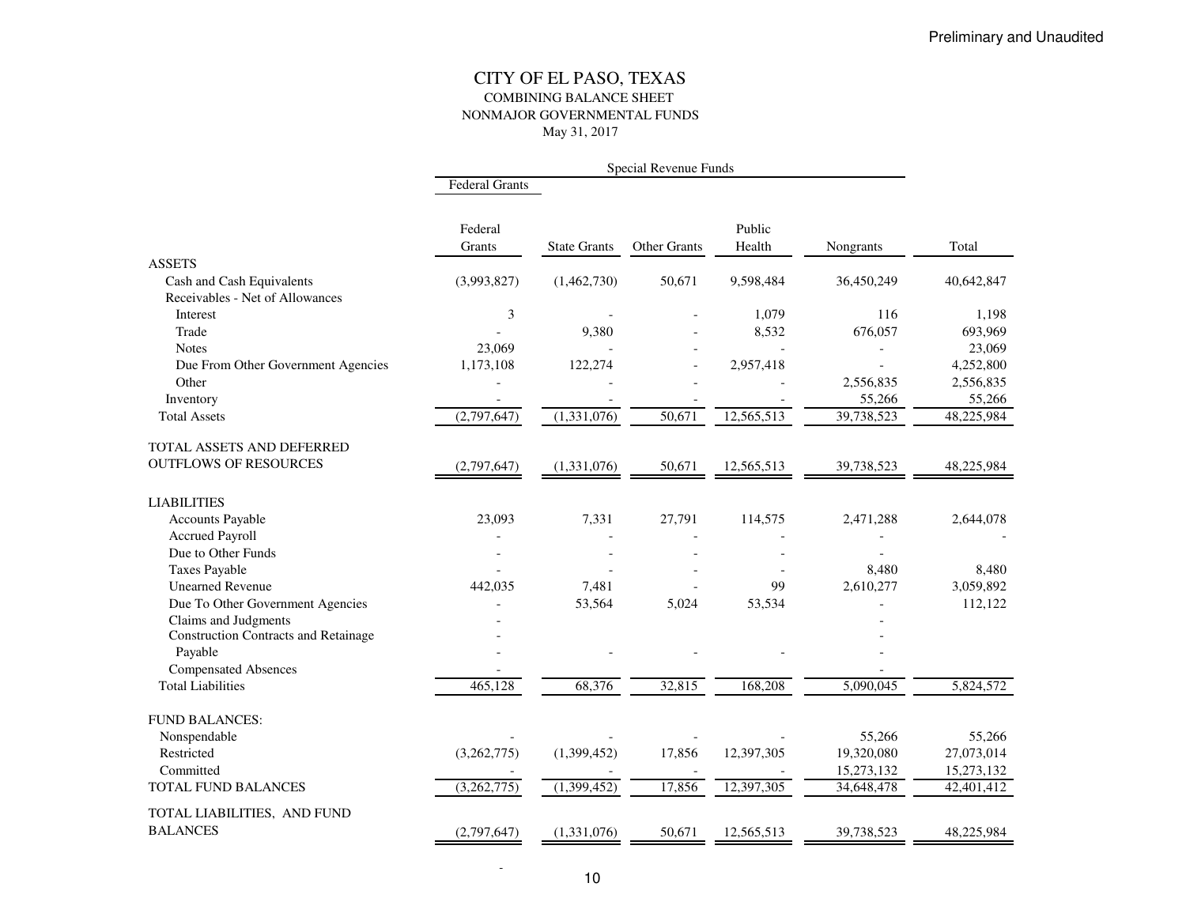Preliminary and Unaudited

# CITY OF EL PASO, TEXAS
## COMBINING BALANCE SHEET
## NONMAJOR GOVERNMENTAL FUNDS
### May 31, 2017

| | Special Revenue Funds | | | | | |
|---|---|---|---|---|---|---|
| | Federal Grants | | | | | |
| | Federal Grants | State Grants | Other Grants | Public Health | Nongrants | Total |
| **ASSETS** | | | | | | |
| Cash and Cash Equivalents | (3,993,827) | (1,462,730) | 50,671 | 9,598,484 | 36,450,249 | 40,642,847 |
| Receivables - Net of Allowances | | | | | | |
| Interest | 3 | - | - | 1,079 | 116 | 1,198 |
| Trade | - | 9,380 | - | 8,532 | 676,057 | 693,969 |
| Notes | 23,069 | - | - | - | - | 23,069 |
| Due From Other Government Agencies | 1,173,108 | 122,274 | - | 2,957,418 | - | 4,252,800 |
| Other | - | - | - | - | 2,556,835 | 2,556,835 |
| Inventory | - | - | - | - | 55,266 | 55,266 |
| Total Assets | (2,797,647) | (1,331,076) | 50,671 | 12,565,513 | 39,738,523 | 48,225,984 |
| TOTAL ASSETS AND DEFERRED OUTFLOWS OF RESOURCES | (2,797,647) | (1,331,076) | 50,671 | 12,565,513 | 39,738,523 | 48,225,984 |
| **LIABILITIES** | | | | | | |
| Accounts Payable | 23,093 | 7,331 | 27,791 | 114,575 | 2,471,288 | 2,644,078 |
| Accrued Payroll | - | - | - | - | - | - |
| Due to Other Funds | - | - | - | - | - | |
| Taxes Payable | - | - | - | - | 8,480 | 8,480 |
| Unearned Revenue | 442,035 | 7,481 | - | 99 | 2,610,277 | 3,059,892 |
| Due To Other Government Agencies | - | 53,564 | 5,024 | 53,534 | - | 112,122 |
| Claims and Judgments | - | | | | - | |
| Construction Contracts and Retainage Payable | - | - | - | - | - | |
| Compensated Absences | - | | | | - | |
| Total Liabilities | 465,128 | 68,376 | 32,815 | 168,208 | 5,090,045 | 5,824,572 |
| **FUND BALANCES:** | | | | | | |
| Nonspendable | - | - | - | - | 55,266 | 55,266 |
| Restricted | (3,262,775) | (1,399,452) | 17,856 | 12,397,305 | 19,320,080 | 27,073,014 |
| Committed | - | - | - | - | 15,273,132 | 15,273,132 |
| TOTAL FUND BALANCES | (3,262,775) | (1,399,452) | 17,856 | 12,397,305 | 34,648,478 | 42,401,412 |
| TOTAL LIABILITIES, AND FUND BALANCES | (2,797,647) | (1,331,076) | 50,671 | 12,565,513 | 39,738,523 | 48,225,984 |

-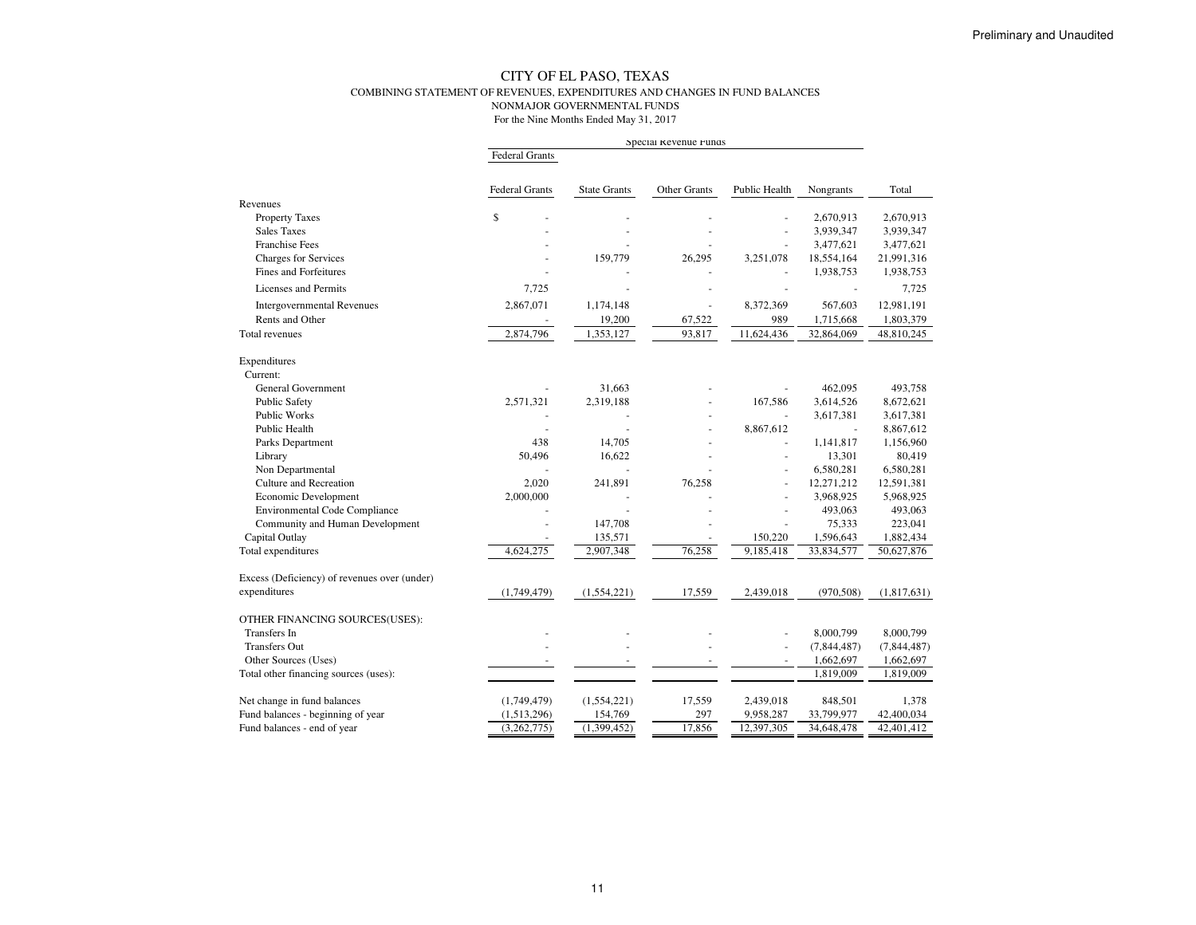Preliminary and Unaudited

# CITY OF EL PASO, TEXAS

## COMBINING STATEMENT OF REVENUES, EXPENDITURES AND CHANGES IN FUND BALANCES

### NONMAJOR GOVERNMENTAL FUNDS

For the Nine Months Ended May 31, 2017

| | Special Revenue Funds | | | | | |
|---|---|---|---|---|---|---|
| | Federal Grants | | | | | |
| | Federal Grants | State Grants | Other Grants | Public Health | Nongrants | Total |
| Revenues | | | | | | |
| Property Taxes | $ - | - | - | - | 2,670,913 | 2,670,913 |
| Sales Taxes | - | - | - | - | 3,939,347 | 3,939,347 |
| Franchise Fees | - | - | - | - | 3,477,621 | 3,477,621 |
| Charges for Services | - | 159,779 | 26,295 | 3,251,078 | 18,554,164 | 21,991,316 |
| Fines and Forfeitures | - | - | - | - | 1,938,753 | 1,938,753 |
| Licenses and Permits | 7,725 | - | - | - | - | 7,725 |
| Intergovernmental Revenues | 2,867,071 | 1,174,148 | - | 8,372,369 | 567,603 | 12,981,191 |
| Rents and Other | - | 19,200 | 67,522 | 989 | 1,715,668 | 1,803,379 |
| Total revenues | 2,874,796 | 1,353,127 | 93,817 | 11,624,436 | 32,864,069 | 48,810,245 |
| Expenditures | | | | | | |
| Current: | | | | | | |
| General Government | - | 31,663 | - | - | 462,095 | 493,758 |
| Public Safety | 2,571,321 | 2,319,188 | - | 167,586 | 3,614,526 | 8,672,621 |
| Public Works | - | - | - | - | 3,617,381 | 3,617,381 |
| Public Health | - | - | - | 8,867,612 | - | 8,867,612 |
| Parks Department | 438 | 14,705 | - | - | 1,141,817 | 1,156,960 |
| Library | 50,496 | 16,622 | - | - | 13,301 | 80,419 |
| Non Departmental | - | - | - | - | 6,580,281 | 6,580,281 |
| Culture and Recreation | 2,020 | 241,891 | 76,258 | - | 12,271,212 | 12,591,381 |
| Economic Development | 2,000,000 | - | - | - | 3,968,925 | 5,968,925 |
| Environmental Code Compliance | - | - | - | - | 493,063 | 493,063 |
| Community and Human Development | - | 147,708 | - | - | 75,333 | 223,041 |
| Capital Outlay | - | 135,571 | - | 150,220 | 1,596,643 | 1,882,434 |
| Total expenditures | 4,624,275 | 2,907,348 | 76,258 | 9,185,418 | 33,834,577 | 50,627,876 |
| Excess (Deficiency) of revenues over (under) expenditures | (1,749,479) | (1,554,221) | 17,559 | 2,439,018 | (970,508) | (1,817,631) |
| OTHER FINANCING SOURCES(USES): | | | | | | |
| Transfers In | - | - | - | - | 8,000,799 | 8,000,799 |
| Transfers Out | - | - | - | - | (7,844,487) | (7,844,487) |
| Other Sources (Uses) | - | - | - | - | 1,662,697 | 1,662,697 |
| Total other financing sources (uses): | | | | | 1,819,009 | 1,819,009 |
| Net change in fund balances | (1,749,479) | (1,554,221) | 17,559 | 2,439,018 | 848,501 | 1,378 |
| Fund balances - beginning of year | (1,513,296) | 154,769 | 297 | 9,958,287 | 33,799,977 | 42,400,034 |
| Fund balances - end of year | (3,262,775) | (1,399,452) | 17,856 | 12,397,305 | 34,648,478 | 42,401,412 |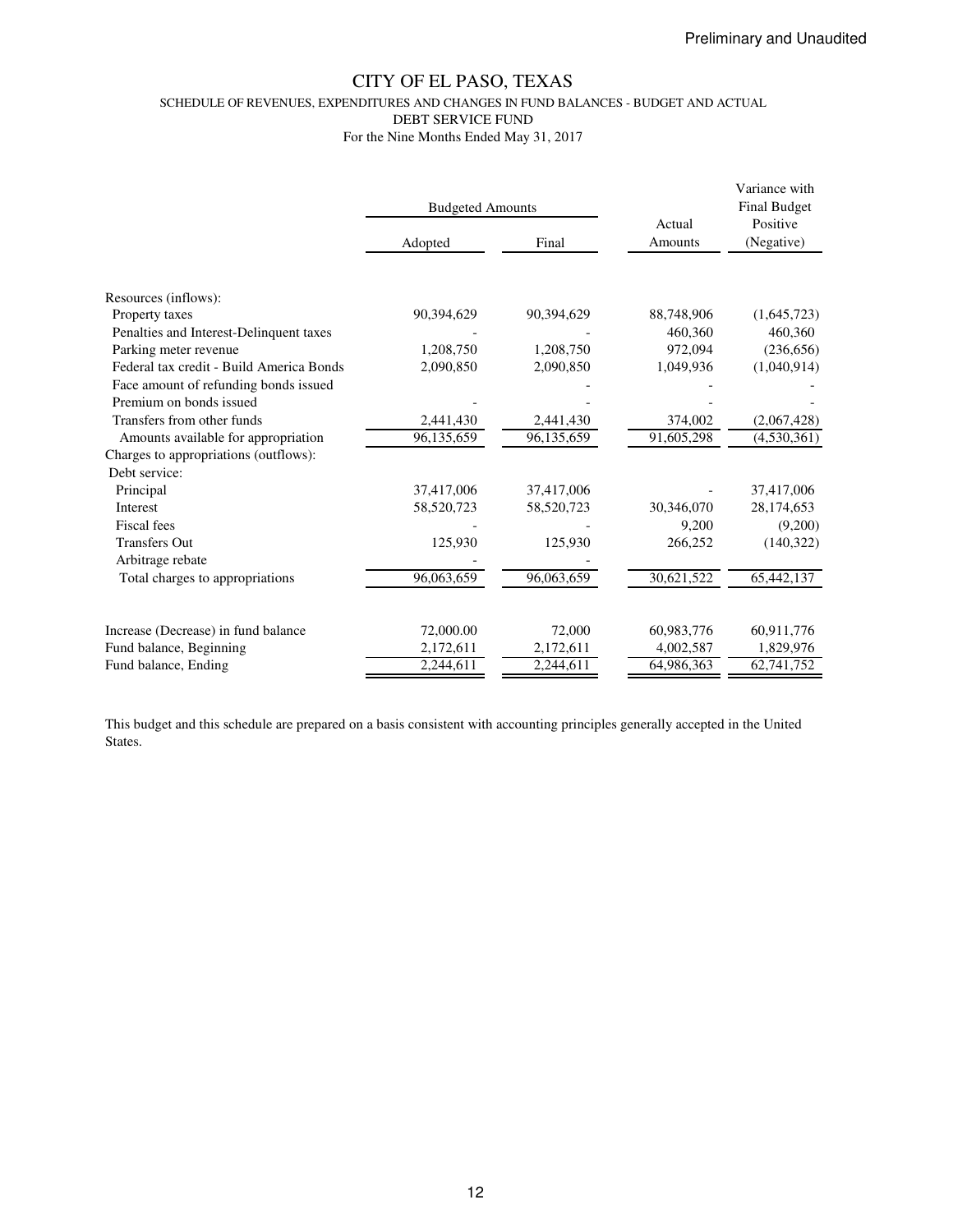Preliminary and Unaudited

# CITY OF EL PASO, TEXAS

SCHEDULE OF REVENUES, EXPENDITURES AND CHANGES IN FUND BALANCES - BUDGET AND ACTUAL
DEBT SERVICE FUND
For the Nine Months Ended May 31, 2017

| | Budgeted Amounts | | | Variance with Final Budget |
|---|---|---|---|---|
| | Adopted | Final | Actual Amounts | Positive (Negative) |
| Resources (inflows): | | | | |
| Property taxes | 90,394,629 | 90,394,629 | 88,748,906 | (1,645,723) |
| Penalties and Interest-Delinquent taxes | - | - | 460,360 | 460,360 |
| Parking meter revenue | 1,208,750 | 1,208,750 | 972,094 | (236,656) |
| Federal tax credit - Build America Bonds | 2,090,850 | 2,090,850 | 1,049,936 | (1,040,914) |
| Face amount of refunding bonds issued | | - | - | - |
| Premium on bonds issued | - | - | - | - |
| Transfers from other funds | 2,441,430 | 2,441,430 | 374,002 | (2,067,428) |
| Amounts available for appropriation | 96,135,659 | 96,135,659 | 91,605,298 | (4,530,361) |
| Charges to appropriations (outflows): | | | | |
| Debt service: | | | | |
| Principal | 37,417,006 | 37,417,006 | - | 37,417,006 |
| Interest | 58,520,723 | 58,520,723 | 30,346,070 | 28,174,653 |
| Fiscal fees | - | - | 9,200 | (9,200) |
| Transfers Out | 125,930 | 125,930 | 266,252 | (140,322) |
| Arbitrage rebate | - | - | | |
| Total charges to appropriations | 96,063,659 | 96,063,659 | 30,621,522 | 65,442,137 |
| Increase (Decrease) in fund balance | 72,000.00 | 72,000 | 60,983,776 | 60,911,776 |
| Fund balance, Beginning | 2,172,611 | 2,172,611 | 4,002,587 | 1,829,976 |
| Fund balance, Ending | 2,244,611 | 2,244,611 | 64,986,363 | 62,741,752 |

This budget and this schedule are prepared on a basis consistent with accounting principles generally accepted in the United States.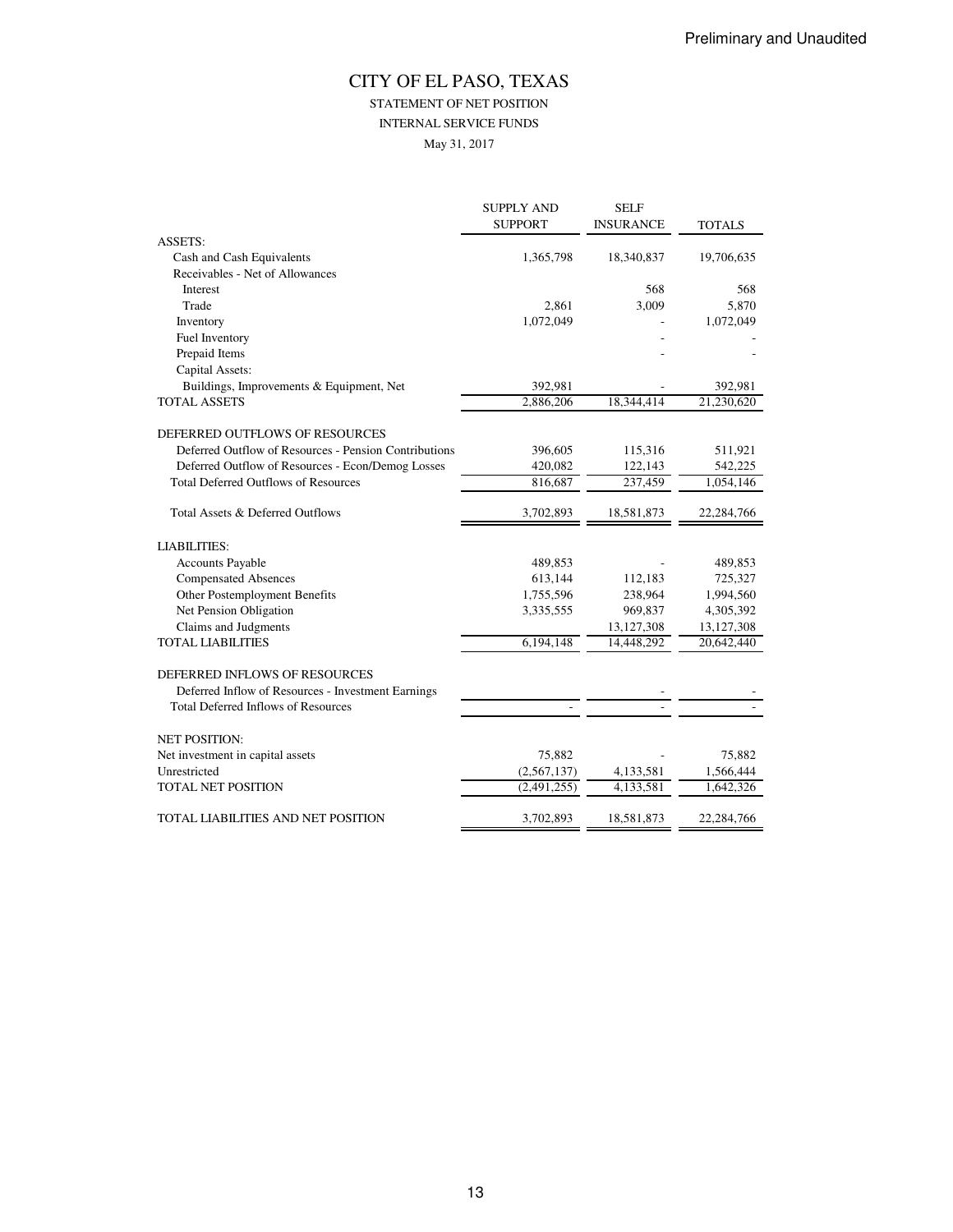Preliminary and Unaudited

# CITY OF EL PASO, TEXAS

## STATEMENT OF NET POSITION

### INTERNAL SERVICE FUNDS

May 31, 2017

| | SUPPLY AND SUPPORT | SELF INSURANCE | TOTALS |
|---|---|---|---|
| ASSETS: | | | |
| Cash and Cash Equivalents | 1,365,798 | 18,340,837 | 19,706,635 |
| Receivables - Net of Allowances | | | |
| Interest | | 568 | 568 |
| Trade | 2,861 | 3,009 | 5,870 |
| Inventory | 1,072,049 | - | 1,072,049 |
| Fuel Inventory | | - | - |
| Prepaid Items | | - | - |
| Capital Assets: | | | |
| Buildings, Improvements & Equipment, Net | 392,981 | - | 392,981 |
| TOTAL ASSETS | 2,886,206 | 18,344,414 | 21,230,620 |
| | | | |
| DEFERRED OUTFLOWS OF RESOURCES | | | |
| Deferred Outflow of Resources - Pension Contributions | 396,605 | 115,316 | 511,921 |
| Deferred Outflow of Resources - Econ/Demog Losses | 420,082 | 122,143 | 542,225 |
| Total Deferred Outflows of Resources | 816,687 | 237,459 | 1,054,146 |
| | | | |
| Total Assets & Deferred Outflows | 3,702,893 | 18,581,873 | 22,284,766 |
| | | | |
| LIABILITIES: | | | |
| Accounts Payable | 489,853 | - | 489,853 |
| Compensated Absences | 613,144 | 112,183 | 725,327 |
| Other Postemployment Benefits | 1,755,596 | 238,964 | 1,994,560 |
| Net Pension Obligation | 3,335,555 | 969,837 | 4,305,392 |
| Claims and Judgments | | 13,127,308 | 13,127,308 |
| TOTAL LIABILITIES | 6,194,148 | 14,448,292 | 20,642,440 |
| | | | |
| DEFERRED INFLOWS OF RESOURCES | | | |
| Deferred Inflow of Resources - Investment Earnings | | - | - |
| Total Deferred Inflows of Resources | - | - | - |
| | | | |
| NET POSITION: | | | |
| Net investment in capital assets | 75,882 | - | 75,882 |
| Unrestricted | (2,567,137) | 4,133,581 | 1,566,444 |
| TOTAL NET POSITION | (2,491,255) | 4,133,581 | 1,642,326 |
| | | | |
| TOTAL LIABILITIES AND NET POSITION | 3,702,893 | 18,581,873 | 22,284,766 |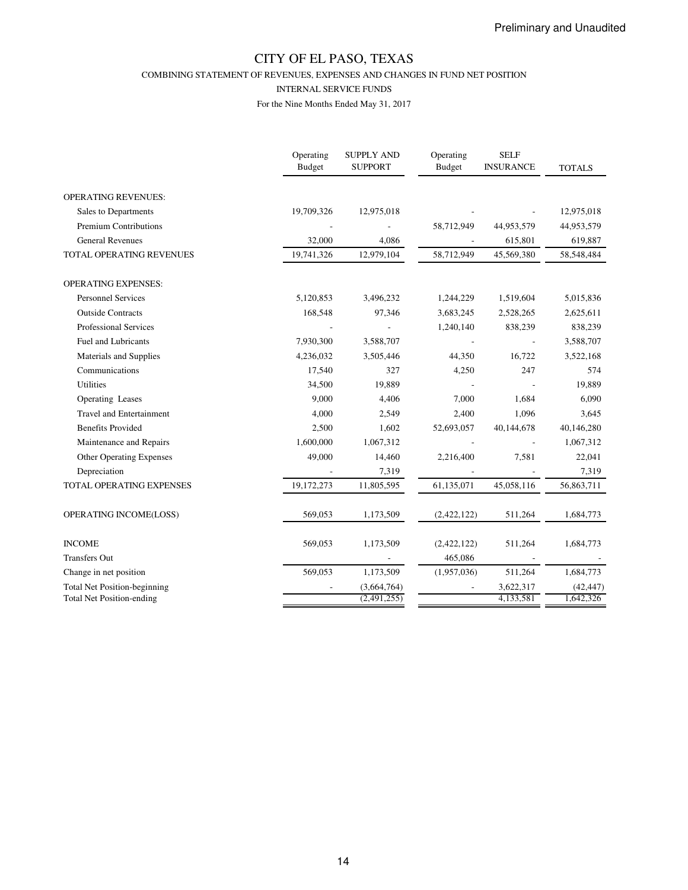Preliminary and Unaudited

# CITY OF EL PASO, TEXAS

COMBINING STATEMENT OF REVENUES, EXPENSES AND CHANGES IN FUND NET POSITION

INTERNAL SERVICE FUNDS

For the Nine Months Ended May 31, 2017

| | Operating Budget | SUPPLY AND SUPPORT | Operating Budget | SELF INSURANCE | TOTALS |
|---|---|---|---|---|---|
| OPERATING REVENUES: | | | | | |
| Sales to Departments | 19,709,326 | 12,975,018 | - | - | 12,975,018 |
| Premium Contributions | - | - | 58,712,949 | 44,953,579 | 44,953,579 |
| General Revenues | 32,000 | 4,086 | - | 615,801 | 619,887 |
| TOTAL OPERATING REVENUES | 19,741,326 | 12,979,104 | 58,712,949 | 45,569,380 | 58,548,484 |
| OPERATING EXPENSES: | | | | | |
| Personnel Services | 5,120,853 | 3,496,232 | 1,244,229 | 1,519,604 | 5,015,836 |
| Outside Contracts | 168,548 | 97,346 | 3,683,245 | 2,528,265 | 2,625,611 |
| Professional Services | - | - | 1,240,140 | 838,239 | 838,239 |
| Fuel and Lubricants | 7,930,300 | 3,588,707 | - | - | 3,588,707 |
| Materials and Supplies | 4,236,032 | 3,505,446 | 44,350 | 16,722 | 3,522,168 |
| Communications | 17,540 | 327 | 4,250 | 247 | 574 |
| Utilities | 34,500 | 19,889 | - | - | 19,889 |
| Operating Leases | 9,000 | 4,406 | 7,000 | 1,684 | 6,090 |
| Travel and Entertainment | 4,000 | 2,549 | 2,400 | 1,096 | 3,645 |
| Benefits Provided | 2,500 | 1,602 | 52,693,057 | 40,144,678 | 40,146,280 |
| Maintenance and Repairs | 1,600,000 | 1,067,312 | - | - | 1,067,312 |
| Other Operating Expenses | 49,000 | 14,460 | 2,216,400 | 7,581 | 22,041 |
| Depreciation | - | 7,319 | - | - | 7,319 |
| TOTAL OPERATING EXPENSES | 19,172,273 | 11,805,595 | 61,135,071 | 45,058,116 | 56,863,711 |
| OPERATING INCOME(LOSS) | 569,053 | 1,173,509 | (2,422,122) | 511,264 | 1,684,773 |
| INCOME | 569,053 | 1,173,509 | (2,422,122) | 511,264 | 1,684,773 |
| Transfers Out | | - | 465,086 | - | - |
| Change in net position | 569,053 | 1,173,509 | (1,957,036) | 511,264 | 1,684,773 |
| Total Net Position-beginning | - | (3,664,764) | - | 3,622,317 | (42,447) |
| Total Net Position-ending | | (2,491,255) | | 4,133,581 | 1,642,326 |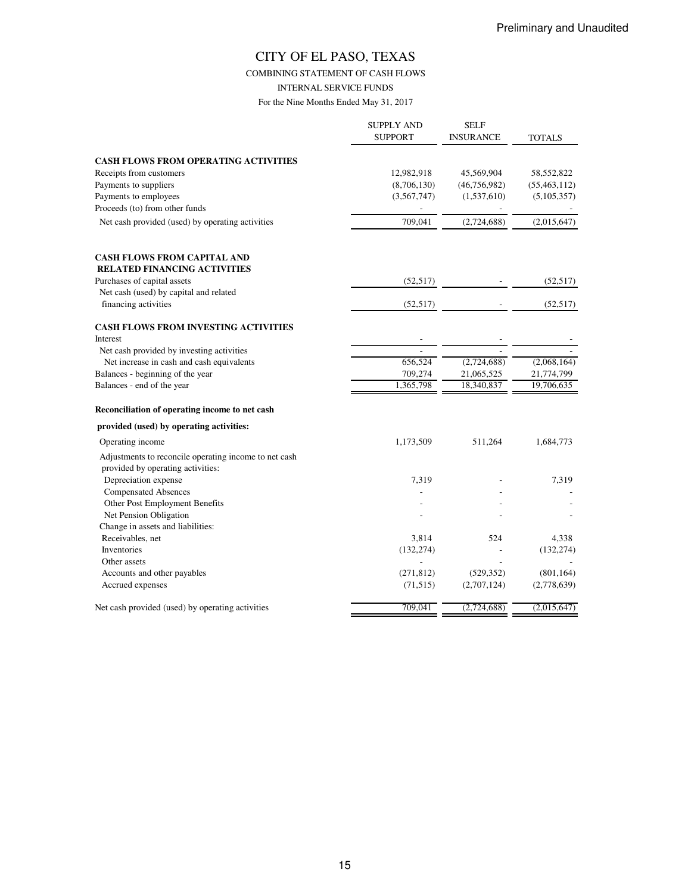Preliminary and Unaudited

# CITY OF EL PASO, TEXAS

COMBINING STATEMENT OF CASH FLOWS

INTERNAL SERVICE FUNDS

For the Nine Months Ended May 31, 2017

| | SUPPLY AND SUPPORT | SELF INSURANCE | TOTALS |
|---|---|---|---|
| **CASH FLOWS FROM OPERATING ACTIVITIES** | | | |
| Receipts from customers | 12,982,918 | 45,569,904 | 58,552,822 |
| Payments to suppliers | (8,706,130) | (46,756,982) | (55,463,112) |
| Payments to employees | (3,567,747) | (1,537,610) | (5,105,357) |
| Proceeds (to) from other funds | - | - | - |
| Net cash provided (used) by operating activities | 709,041 | (2,724,688) | (2,015,647) |
| **CASH FLOWS FROM CAPITAL AND RELATED FINANCING ACTIVITIES** | | | |
| Purchases of capital assets | (52,517) | - | (52,517) |
| Net cash (used) by capital and related financing activities | (52,517) | - | (52,517) |
| **CASH FLOWS FROM INVESTING ACTIVITIES** | | | |
| Interest | - | - | - |
| Net cash provided by investing activities | - | - | - |
| Net increase in cash and cash equivalents | 656,524 | (2,724,688) | (2,068,164) |
| Balances - beginning of the year | 709,274 | 21,065,525 | 21,774,799 |
| Balances - end of the year | 1,365,798 | 18,340,837 | 19,706,635 |
| **Reconciliation of operating income to net cash provided (used) by operating activities:** | | | |
| Operating income | 1,173,509 | 511,264 | 1,684,773 |
| Adjustments to reconcile operating income to net cash provided by operating activities: | | | |
| Depreciation expense | 7,319 | - | 7,319 |
| Compensated Absences | - | - | - |
| Other Post Employment Benefits | - | - | - |
| Net Pension Obligation | - | - | - |
| Change in assets and liabilities: | | | |
| Receivables, net | 3,814 | 524 | 4,338 |
| Inventories | (132,274) | - | (132,274) |
| Other assets | - | - | - |
| Accounts and other payables | (271,812) | (529,352) | (801,164) |
| Accrued expenses | (71,515) | (2,707,124) | (2,778,639) |
| Net cash provided (used) by operating activities | 709,041 | (2,724,688) | (2,015,647) |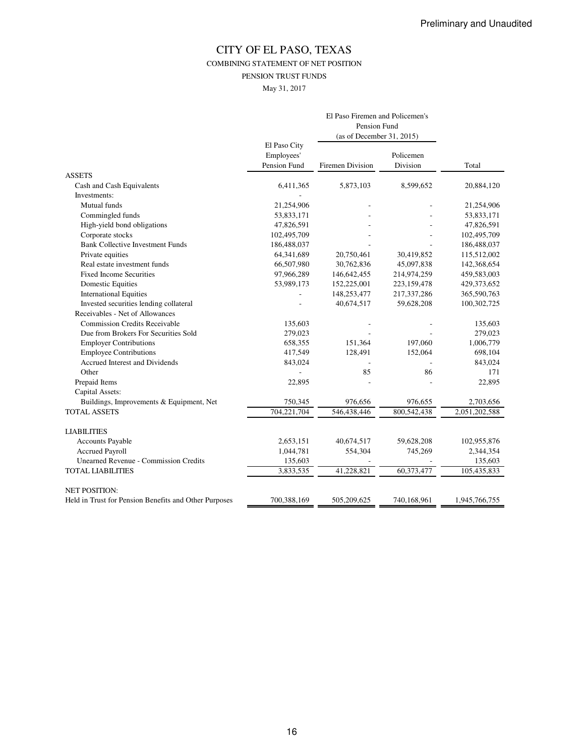Preliminary and Unaudited

# CITY OF EL PASO, TEXAS

## COMBINING STATEMENT OF NET POSITION

### PENSION TRUST FUNDS

May 31, 2017

| | | El Paso Firemen and Policemen's Pension Fund (as of December 31, 2015) | | |
|---|---|---|---|---|
| | El Paso City Employees' Pension Fund | Firemen Division | Policemen Division | Total |
| ASSETS | | | | |
| Cash and Cash Equivalents | 6,411,365 | 5,873,103 | 8,599,652 | 20,884,120 |
| Investments: | - | | | |
| Mutual funds | 21,254,906 | - | - | 21,254,906 |
| Commingled funds | 53,833,171 | - | - | 53,833,171 |
| High-yield bond obligations | 47,826,591 | - | - | 47,826,591 |
| Corporate stocks | 102,495,709 | - | - | 102,495,709 |
| Bank Collective Investment Funds | 186,488,037 | - | - | 186,488,037 |
| Private equities | 64,341,689 | 20,750,461 | 30,419,852 | 115,512,002 |
| Real estate investment funds | 66,507,980 | 30,762,836 | 45,097,838 | 142,368,654 |
| Fixed Income Securities | 97,966,289 | 146,642,455 | 214,974,259 | 459,583,003 |
| Domestic Equities | 53,989,173 | 152,225,001 | 223,159,478 | 429,373,652 |
| International Equities | - | 148,253,477 | 217,337,286 | 365,590,763 |
| Invested securities lending collateral | - | 40,674,517 | 59,628,208 | 100,302,725 |
| Receivables - Net of Allowances | | | | |
| Commission Credits Receivable | 135,603 | - | - | 135,603 |
| Due from Brokers For Securities Sold | 279,023 | - | - | 279,023 |
| Employer Contributions | 658,355 | 151,364 | 197,060 | 1,006,779 |
| Employee Contributions | 417,549 | 128,491 | 152,064 | 698,104 |
| Accrued Interest and Dividends | 843,024 | - | - | 843,024 |
| Other | - | 85 | 86 | 171 |
| Prepaid Items | 22,895 | - | - | 22,895 |
| Capital Assets: | | | | |
| Buildings, Improvements & Equipment, Net | 750,345 | 976,656 | 976,655 | 2,703,656 |
| TOTAL ASSETS | 704,221,704 | 546,438,446 | 800,542,438 | 2,051,202,588 |
| | | | | |
| LIABILITIES | | | | |
| Accounts Payable | 2,653,151 | 40,674,517 | 59,628,208 | 102,955,876 |
| Accrued Payroll | 1,044,781 | 554,304 | 745,269 | 2,344,354 |
| Unearned Revenue - Commission Credits | 135,603 | - | - | 135,603 |
| TOTAL LIABILITIES | 3,833,535 | 41,228,821 | 60,373,477 | 105,435,833 |
| | | | | |
| NET POSITION: | | | | |
| Held in Trust for Pension Benefits and Other Purposes | 700,388,169 | 505,209,625 | 740,168,961 | 1,945,766,755 |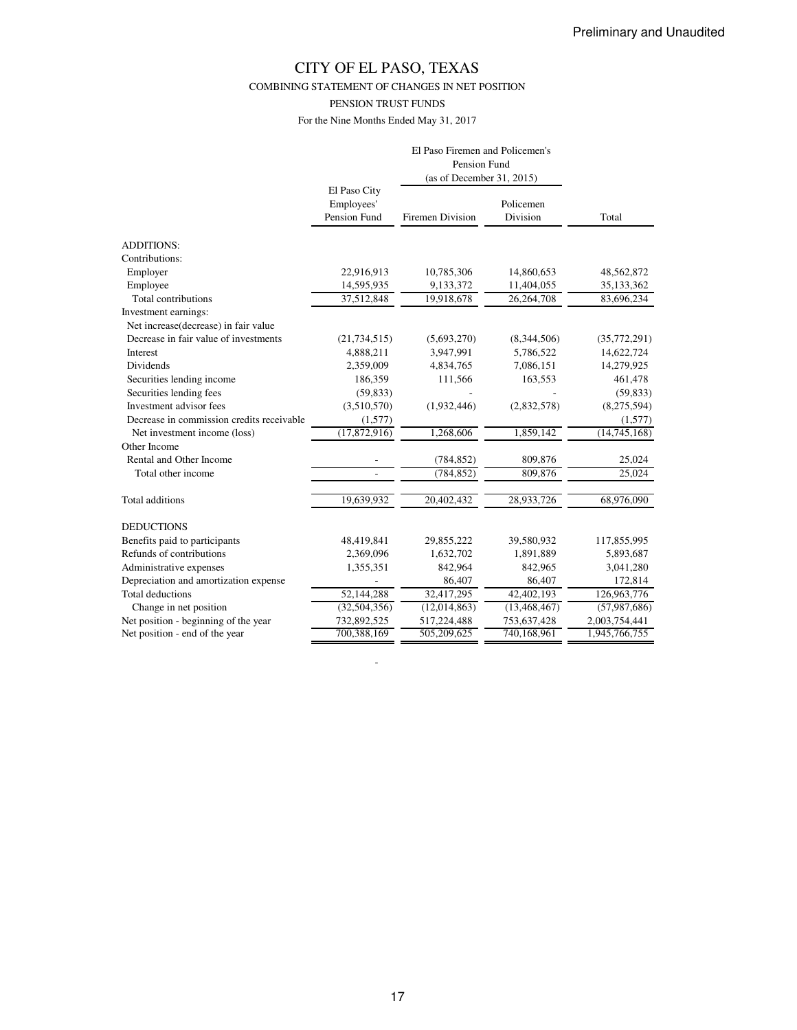Preliminary and Unaudited

# CITY OF EL PASO, TEXAS

COMBINING STATEMENT OF CHANGES IN NET POSITION

PENSION TRUST FUNDS

For the Nine Months Ended May 31, 2017

| | | El Paso Firemen and Policemen's Pension Fund (as of December 31, 2015) | | |
|---|---|---|---|---|
| | El Paso City Employees' Pension Fund | Firemen Division | Policemen Division | Total |
| ADDITIONS: | | | | |
| Contributions: | | | | |
| Employer | 22,916,913 | 10,785,306 | 14,860,653 | 48,562,872 |
| Employee | 14,595,935 | 9,133,372 | 11,404,055 | 35,133,362 |
| Total contributions | 37,512,848 | 19,918,678 | 26,264,708 | 83,696,234 |
| Investment earnings: | | | | |
| Net increase(decrease) in fair value | | | | |
| Decrease in fair value of investments | (21,734,515) | (5,693,270) | (8,344,506) | (35,772,291) |
| Interest | 4,888,211 | 3,947,991 | 5,786,522 | 14,622,724 |
| Dividends | 2,359,009 | 4,834,765 | 7,086,151 | 14,279,925 |
| Securities lending income | 186,359 | 111,566 | 163,553 | 461,478 |
| Securities lending fees | (59,833) | - | - | (59,833) |
| Investment advisor fees | (3,510,570) | (1,932,446) | (2,832,578) | (8,275,594) |
| Decrease in commission credits receivable | (1,577) | | | (1,577) |
| Net investment income (loss) | (17,872,916) | 1,268,606 | 1,859,142 | (14,745,168) |
| Other Income | | | | |
| Rental and Other Income | - | (784,852) | 809,876 | 25,024 |
| Total other income | - | (784,852) | 809,876 | 25,024 |
| Total additions | 19,639,932 | 20,402,432 | 28,933,726 | 68,976,090 |
| DEDUCTIONS | | | | |
| Benefits paid to participants | 48,419,841 | 29,855,222 | 39,580,932 | 117,855,995 |
| Refunds of contributions | 2,369,096 | 1,632,702 | 1,891,889 | 5,893,687 |
| Administrative expenses | 1,355,351 | 842,964 | 842,965 | 3,041,280 |
| Depreciation and amortization expense | - | 86,407 | 86,407 | 172,814 |
| Total deductions | 52,144,288 | 32,417,295 | 42,402,193 | 126,963,776 |
| Change in net position | (32,504,356) | (12,014,863) | (13,468,467) | (57,987,686) |
| Net position - beginning of the year | 732,892,525 | 517,224,488 | 753,637,428 | 2,003,754,441 |
| Net position - end of the year | 700,388,169 | 505,209,625 | 740,168,961 | 1,945,766,755 |

-